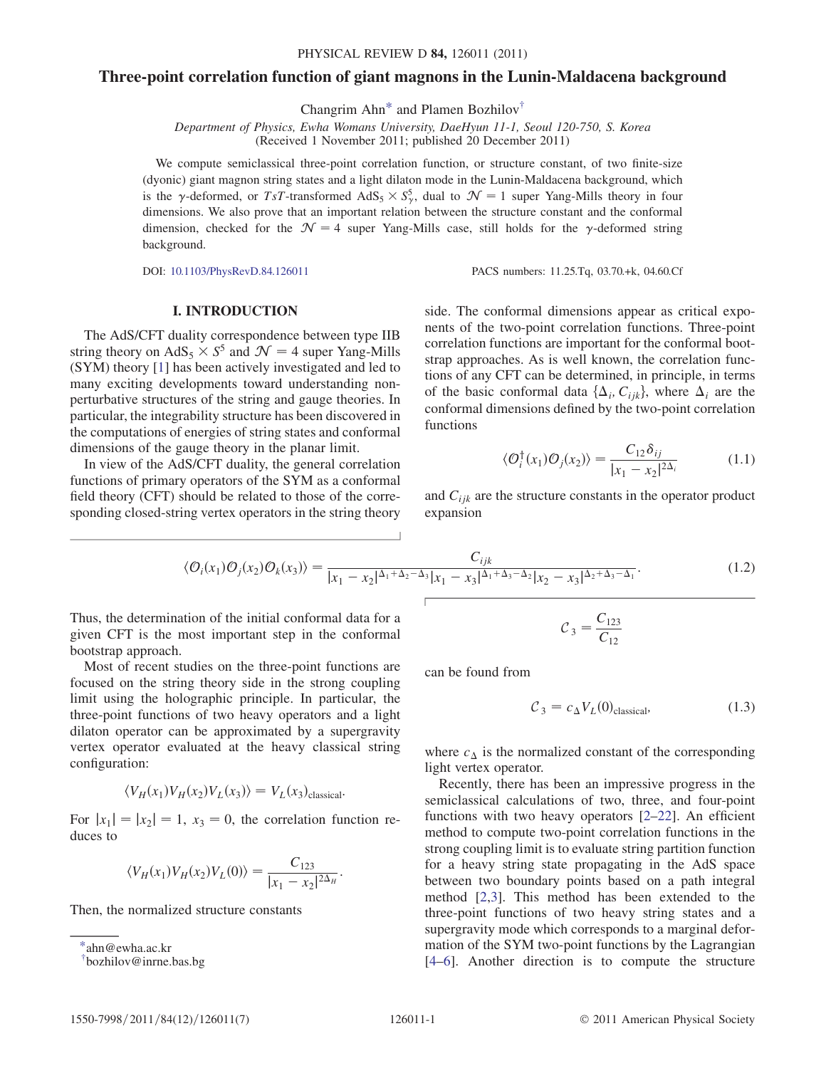# Three-point correlation function of giant magnons in the Lunin-Maldacena background

Changrim Ahn[*] and Plamen Bozhilov[†]

*Department of Physics, Ewha Womans University, DaeHyun 11-1, Seoul 120-750, S. Korea*
(Received 1 November 2011; published 20 December 2011)

We compute semiclassical three-point correlation function, or structure constant, of two finite-size (dyonic) giant magnon string states and a light dilaton mode in the Lunin-Maldacena background, which is the $\gamma$-deformed, or $TsT$-transformed $\mathrm{AdS}_5 \times S^5_\gamma$, dual to $\mathcal{N} = 1$ super Yang-Mills theory in four dimensions. We also prove that an important relation between the structure constant and the conformal dimension, checked for the $\mathcal{N} = 4$ super Yang-Mills case, still holds for the $\gamma$-deformed string background.

DOI: 10.1103/PhysRevD.84.126011 PACS numbers: 11.25.Tq, 03.70.+k, 04.60.Cf

## I. INTRODUCTION

The AdS/CFT duality correspondence between type IIB string theory on $\mathrm{AdS}_5 \times S^5$ and $\mathcal{N} = 4$ super Yang-Mills (SYM) theory [1] has been actively investigated and led to many exciting developments toward understanding nonperturbative structures of the string and gauge theories. In particular, the integrability structure has been discovered in the computations of energies of string states and conformal dimensions of the gauge theory in the planar limit.

In view of the AdS/CFT duality, the general correlation functions of primary operators of the SYM as a conformal field theory (CFT) should be related to those of the corresponding closed-string vertex operators in the string theory side. The conformal dimensions appear as critical exponents of the two-point correlation functions. Three-point correlation functions are important for the conformal bootstrap approaches. As is well known, the correlation functions of any CFT can be determined, in principle, in terms of the basic conformal data $\{\Delta_i, C_{ijk}\}$, where $\Delta_i$ are the conformal dimensions defined by the two-point correlation functions

$$\langle \mathcal{O}_i^\dagger(x_1)\mathcal{O}_j(x_2)\rangle = \frac{C_{12}\delta_{ij}}{|x_1 - x_2|^{2\Delta_i}} \tag{1.1}$$

and $C_{ijk}$ are the structure constants in the operator product expansion

$$\langle \mathcal{O}_i(x_1)\mathcal{O}_j(x_2)\mathcal{O}_k(x_3)\rangle = \frac{C_{ijk}}{|x_1 - x_2|^{\Delta_1+\Delta_2-\Delta_3}|x_1 - x_3|^{\Delta_1+\Delta_3-\Delta_2}|x_2 - x_3|^{\Delta_2+\Delta_3-\Delta_1}}. \tag{1.2}$$

Thus, the determination of the initial conformal data for a given CFT is the most important step in the conformal bootstrap approach.

Most of recent studies on the three-point functions are focused on the string theory side in the strong coupling limit using the holographic principle. In particular, the three-point functions of two heavy operators and a light dilaton operator can be approximated by a supergravity vertex operator evaluated at the heavy classical string configuration:

$$\langle V_H(x_1)V_H(x_2)V_L(x_3)\rangle = V_L(x_3)_{\text{classical}}.$$

For $|x_1| = |x_2| = 1$, $x_3 = 0$, the correlation function reduces to

$$\langle V_H(x_1)V_H(x_2)V_L(0)\rangle = \frac{C_{123}}{|x_1 - x_2|^{2\Delta_H}}.$$

Then, the normalized structure constants

$$\mathcal{C}_3 = \frac{C_{123}}{C_{12}}$$

can be found from

$$\mathcal{C}_3 = c_\Delta V_L(0)_{\text{classical}}, \tag{1.3}$$

where $c_\Delta$ is the normalized constant of the corresponding light vertex operator.

Recently, there has been an impressive progress in the semiclassical calculations of two, three, and four-point functions with two heavy operators [2–22]. An efficient method to compute two-point correlation functions in the strong coupling limit is to evaluate string partition function for a heavy string state propagating in the AdS space between two boundary points based on a path integral method [2,3]. This method has been extended to the three-point functions of two heavy string states and a supergravity mode which corresponds to a marginal deformation of the SYM two-point functions by the Lagrangian [4–6]. Another direction is to compute the structure

---

[*] ahn@ewha.ac.kr
[†] bozhilov@inrne.bas.bg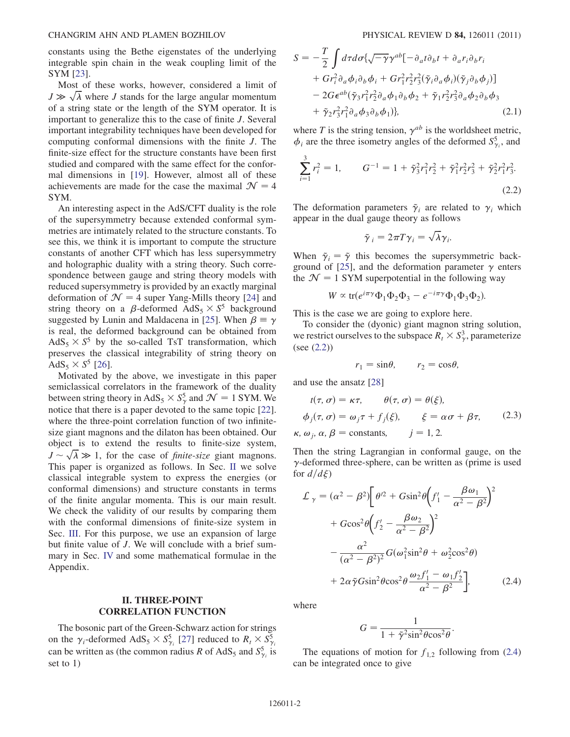constants using the Bethe eigenstates of the underlying integrable spin chain in the weak coupling limit of the SYM [23].

Most of these works, however, considered a limit of $J \gg \sqrt{\lambda}$ where $J$ stands for the large angular momentum of a string state or the length of the SYM operator. It is important to generalize this to the case of finite $J$. Several important integrability techniques have been developed for computing conformal dimensions with the finite $J$. The finite-size effect for the structure constants have been first studied and compared with the same effect for the conformal dimensions in [19]. However, almost all of these achievements are made for the case the maximal $\mathcal{N} = 4$ SYM.

An interesting aspect in the AdS/CFT duality is the role of the supersymmetry because extended conformal symmetries are intimately related to the structure constants. To see this, we think it is important to compute the structure constants of another CFT which has less supersymmetry and holographic duality with a string theory. Such correspondence between gauge and string theory models with reduced supersymmetry is provided by an exactly marginal deformation of $\mathcal{N} = 4$ super Yang-Mills theory [24] and string theory on a $\beta$-deformed $\mathrm{AdS}_5 \times S^5$ background suggested by Lunin and Maldacena in [25]. When $\beta \equiv \gamma$ is real, the deformed background can be obtained from $\mathrm{AdS}_5 \times S^5$ by the so-called TsT transformation, which preserves the classical integrability of string theory on $\mathrm{AdS}_5 \times S^5$ [26].

Motivated by the above, we investigate in this paper semiclassical correlators in the framework of the duality between string theory in $\mathrm{AdS}_5 \times S^5_\gamma$ and $\mathcal{N} = 1$ SYM. We notice that there is a paper devoted to the same topic [22]. where the three-point correlation function of two infinite-size giant magnons and the dilaton has been obtained. Our object is to extend the results to finite-size system, $J \sim \sqrt{\lambda} \gg 1$, for the case of *finite-size* giant magnons. This paper is organized as follows. In Sec. II we solve classical integrable system to express the energies (or conformal dimensions) and structure constants in terms of the finite angular momenta. This is our main result. We check the validity of our results by comparing them with the conformal dimensions of finite-size system in Sec. III. For this purpose, we use an expansion of large but finite value of $J$. We will conclude with a brief summary in Sec. IV and some mathematical formulae in the Appendix.

## II. THREE-POINT CORRELATION FUNCTION

The bosonic part of the Green-Schwarz action for strings on the $\gamma_i$-deformed $\mathrm{AdS}_5 \times S^5_{\gamma_i}$ [27] reduced to $R_t \times S^5_{\gamma_i}$ can be written as (the common radius $R$ of $\mathrm{AdS}_5$ and $S^5_{\gamma_i}$ is set to 1)

$$
\begin{aligned}
S = -\frac{T}{2} \int d\tau d\sigma \{ & \sqrt{-\gamma}\gamma^{ab}[-\partial_a t \partial_b t + \partial_a r_i \partial_b r_i \\
& + G r_i^2 \partial_a \phi_i \partial_b \phi_i + G r_1^2 r_2^2 r_3^2 (\tilde{\gamma}_i \partial_a \phi_i)(\tilde{\gamma}_j \partial_b \phi_j)] \\
& - 2G \epsilon^{ab}(\tilde{\gamma}_3 r_1^2 r_2^2 \partial_a \phi_1 \partial_b \phi_2 + \tilde{\gamma}_1 r_2^2 r_3^2 \partial_a \phi_2 \partial_b \phi_3 \\
& + \tilde{\gamma}_2 r_3^2 r_1^2 \partial_a \phi_3 \partial_b \phi_1)\},
\end{aligned}
\tag{2.1}
$$

where $T$ is the string tension, $\gamma^{ab}$ is the worldsheet metric, $\phi_i$ are the three isometry angles of the deformed $S^5_{\gamma_i}$, and

$$
\sum_{i=1}^{3} r_i^2 = 1, \qquad G^{-1} = 1 + \tilde{\gamma}_3^2 r_1^2 r_2^2 + \tilde{\gamma}_1^2 r_2^2 r_3^2 + \tilde{\gamma}_2^2 r_1^2 r_3^2.
\tag{2.2}
$$

The deformation parameters $\tilde{\gamma}_i$ are related to $\gamma_i$ which appear in the dual gauge theory as follows

$$
\tilde{\gamma}_i = 2\pi T \gamma_i = \sqrt{\lambda}\gamma_i.
$$

When $\tilde{\gamma}_i = \tilde{\gamma}$ this becomes the supersymmetric background of [25], and the deformation parameter $\gamma$ enters the $\mathcal{N} = 1$ SYM superpotential in the following way

$$
W \propto \mathrm{tr}(e^{i\pi\gamma}\Phi_1\Phi_2\Phi_3 - e^{-i\pi\gamma}\Phi_1\Phi_3\Phi_2).
$$

This is the case we are going to explore here.

To consider the (dyonic) giant magnon string solution, we restrict ourselves to the subspace $R_t \times S^3_\gamma$, parameterize (see (2.2))

$$
r_1 = \sin\theta, \qquad r_2 = \cos\theta,
$$

and use the ansatz [28]

$$
\begin{aligned}
& t(\tau, \sigma) = \kappa\tau, \qquad \theta(\tau, \sigma) = \theta(\xi), \\
& \phi_j(\tau, \sigma) = \omega_j \tau + f_j(\xi), \qquad \xi = \alpha\sigma + \beta\tau, \\
& \kappa, \omega_j, \alpha, \beta = \text{constants}, \qquad j = 1, 2.
\end{aligned}
\tag{2.3}
$$

Then the string Lagrangian in conformal gauge, on the $\gamma$-deformed three-sphere, can be written as (prime is used for $d/d\xi$)

$$
\begin{aligned}
\mathcal{L}_\gamma = (\alpha^2 - \beta^2)\bigg[ & \theta'^2 + G\sin^2\theta\left(f_1' - \frac{\beta\omega_1}{\alpha^2 - \beta^2}\right)^2 \\
& + G\cos^2\theta\left(f_2' - \frac{\beta\omega_2}{\alpha^2 - \beta^2}\right)^2 \\
& - \frac{\alpha^2}{(\alpha^2 - \beta^2)^2} G(\omega_1^2 \sin^2\theta + \omega_2^2 \cos^2\theta) \\
& + 2\alpha\tilde{\gamma} G \sin^2\theta\cos^2\theta \frac{\omega_2 f_1' - \omega_1 f_2'}{\alpha^2 - \beta^2}\bigg],
\end{aligned}
\tag{2.4}
$$

where

$$
G = \frac{1}{1 + \tilde{\gamma}^2 \sin^2\theta\cos^2\theta}.
$$

The equations of motion for $f_{1,2}$ following from (2.4) can be integrated once to give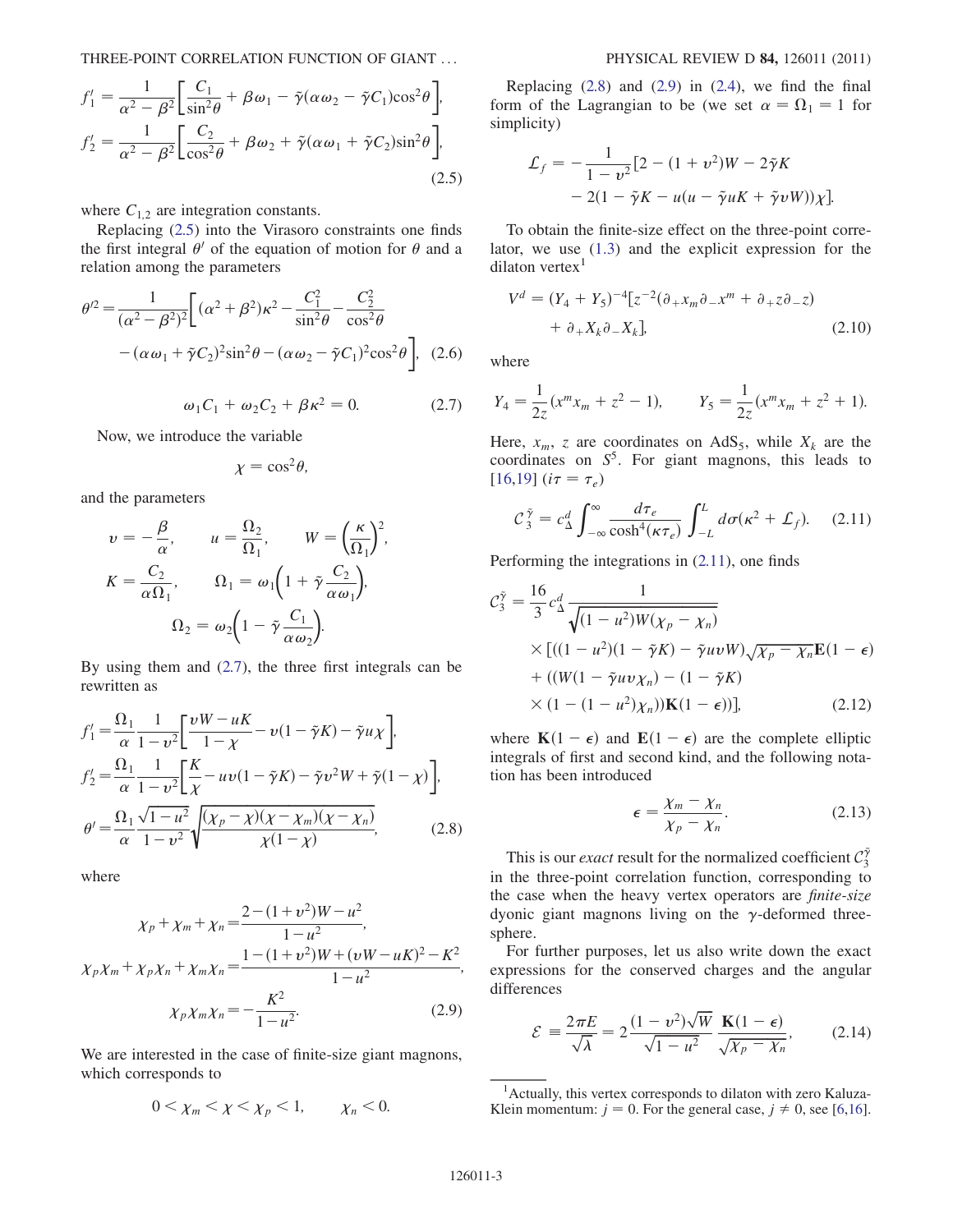$$f_1' = \frac{1}{\alpha^2 - \beta^2}\left[\frac{C_1}{\sin^2\theta} + \beta\omega_1 - \tilde{\gamma}(\alpha\omega_2 - \tilde{\gamma}C_1)\cos^2\theta\right],$$
$$f_2' = \frac{1}{\alpha^2 - \beta^2}\left[\frac{C_2}{\cos^2\theta} + \beta\omega_2 + \tilde{\gamma}(\alpha\omega_1 + \tilde{\gamma}C_2)\sin^2\theta\right], \tag{2.5}$$

where $C_{1,2}$ are integration constants.

Replacing (2.5) into the Virasoro constraints one finds the first integral $\theta'$ of the equation of motion for $\theta$ and a relation among the parameters

$$\theta'^2 = \frac{1}{(\alpha^2-\beta^2)^2}\left[(\alpha^2+\beta^2)\kappa^2 - \frac{C_1^2}{\sin^2\theta} - \frac{C_2^2}{\cos^2\theta} - (\alpha\omega_1 + \tilde{\gamma}C_2)^2\sin^2\theta - (\alpha\omega_2 - \tilde{\gamma}C_1)^2\cos^2\theta\right], \tag{2.6}$$

$$\omega_1 C_1 + \omega_2 C_2 + \beta\kappa^2 = 0. \tag{2.7}$$

Now, we introduce the variable

$$\chi = \cos^2\theta,$$

and the parameters

$$v = -\frac{\beta}{\alpha}, \qquad u = \frac{\Omega_2}{\Omega_1}, \qquad W = \left(\frac{\kappa}{\Omega_1}\right)^2,$$
$$K = \frac{C_2}{\alpha\Omega_1}, \qquad \Omega_1 = \omega_1\left(1 + \tilde{\gamma}\frac{C_2}{\alpha\omega_1}\right),$$
$$\Omega_2 = \omega_2\left(1 - \tilde{\gamma}\frac{C_1}{\alpha\omega_2}\right).$$

By using them and (2.7), the three first integrals can be rewritten as

$$f_1' = \frac{\Omega_1}{\alpha}\frac{1}{1-v^2}\left[\frac{vW - uK}{1-\chi} - v(1-\tilde{\gamma}K) - \tilde{\gamma}u\chi\right],$$
$$f_2' = \frac{\Omega_1}{\alpha}\frac{1}{1-v^2}\left[\frac{K}{\chi} - uv(1-\tilde{\gamma}K) - \tilde{\gamma}v^2 W + \tilde{\gamma}(1-\chi)\right],$$
$$\theta' = \frac{\Omega_1}{\alpha}\frac{\sqrt{1-u^2}}{1-v^2}\sqrt{\frac{(\chi_p - \chi)(\chi-\chi_m)(\chi-\chi_n)}{\chi(1-\chi)}}, \tag{2.8}$$

where

$$\chi_p + \chi_m + \chi_n = \frac{2-(1+v^2)W - u^2}{1-u^2},$$
$$\chi_p\chi_m + \chi_p\chi_n + \chi_m\chi_n = \frac{1-(1+v^2)W + (vW - uK)^2 - K^2}{1-u^2},$$
$$\chi_p\chi_m\chi_n = -\frac{K^2}{1-u^2}. \tag{2.9}$$

We are interested in the case of finite-size giant magnons, which corresponds to

$$0 < \chi_m < \chi < \chi_p < 1, \qquad \chi_n < 0.$$

Replacing (2.8) and (2.9) in (2.4), we find the final form of the Lagrangian to be (we set $\alpha = \Omega_1 = 1$ for simplicity)

$$\mathcal{L}_f = -\frac{1}{1-v^2}[2 - (1+v^2)W - 2\tilde{\gamma}K - 2(1 - \tilde{\gamma}K - u(u - \tilde{\gamma}uK + \tilde{\gamma}vW))\chi].$$

To obtain the finite-size effect on the three-point correlator, we use (1.3) and the explicit expression for the dilaton vertex[1]

$$V^d = (Y_4 + Y_5)^{-4}[z^{-2}(\partial_+ x_m \partial_- x^m + \partial_+ z\partial_- z) + \partial_+ X_k \partial_- X_k], \tag{2.10}$$

where

$$Y_4 = \frac{1}{2z}(x^m x_m + z^2 - 1), \qquad Y_5 = \frac{1}{2z}(x^m x_m + z^2 + 1).$$

Here, $x_m$, $z$ are coordinates on $AdS_5$, while $X_k$ are the coordinates on $S^5$. For giant magnons, this leads to [16,19] ($i\tau = \tau_e$)

$$\mathcal{C}_3^{\tilde{\gamma}} = c_\Delta^d \int_{-\infty}^{\infty}\frac{d\tau_e}{\cosh^4(\kappa\tau_e)}\int_{-L}^{L} d\sigma(\kappa^2 + \mathcal{L}_f). \tag{2.11}$$

Performing the integrations in (2.11), one finds

$$\mathcal{C}_3^{\tilde{\gamma}} = \frac{16}{3}c_\Delta^d \frac{1}{\sqrt{(1-u^2)W(\chi_p - \chi_n)}} \times [((1-u^2)(1-\tilde{\gamma}K) - \tilde{\gamma}uvW)\sqrt{\chi_p - \chi_n}\mathbf{E}(1-\epsilon) + ((W(1-\tilde{\gamma}uv\chi_n) - (1-\tilde{\gamma}K) \times (1-(1-u^2)\chi_n))\mathbf{K}(1-\epsilon))], \tag{2.12}$$

where $\mathbf{K}(1-\epsilon)$ and $\mathbf{E}(1-\epsilon)$ are the complete elliptic integrals of first and second kind, and the following notation has been introduced

$$\epsilon = \frac{\chi_m - \chi_n}{\chi_p - \chi_n}. \tag{2.13}$$

This is our *exact* result for the normalized coefficient $\mathcal{C}_3^{\tilde{\gamma}}$ in the three-point correlation function, corresponding to the case when the heavy vertex operators are *finite-size* dyonic giant magnons living on the $\gamma$-deformed three-sphere.

For further purposes, let us also write down the exact expressions for the conserved charges and the angular differences

$$\mathcal{E} \equiv \frac{2\pi E}{\sqrt{\lambda}} = 2\frac{(1-v^2)\sqrt{W}}{\sqrt{1-u^2}}\frac{\mathbf{K}(1-\epsilon)}{\sqrt{\chi_p - \chi_n}}, \tag{2.14}$$

---

[1] Actually, this vertex corresponds to dilaton with zero Kaluza-Klein momentum: $j = 0$. For the general case, $j \neq 0$, see [6,16].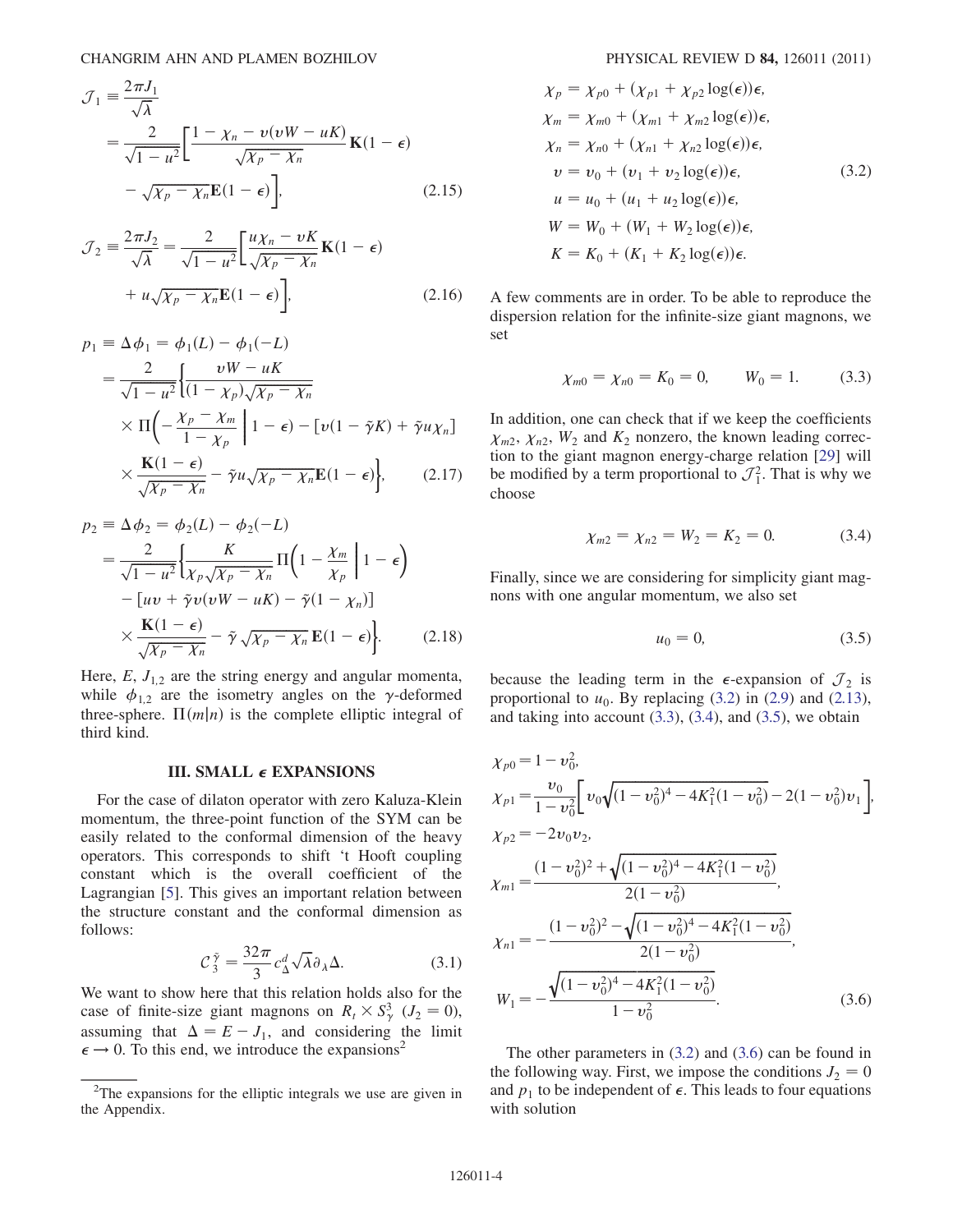$$\mathcal{J}_1 \equiv \frac{2\pi J_1}{\sqrt{\lambda}} = \frac{2}{\sqrt{1-u^2}}\left[\frac{1-\chi_n - v(vW-uK)}{\sqrt{\chi_p-\chi_n}}\mathbf{K}(1-\epsilon) - \sqrt{\chi_p-\chi_n}\mathbf{E}(1-\epsilon)\right], \tag{2.15}$$

$$\mathcal{J}_2 \equiv \frac{2\pi J_2}{\sqrt{\lambda}} = \frac{2}{\sqrt{1-u^2}}\left[\frac{u\chi_n - vK}{\sqrt{\chi_p-\chi_n}}\mathbf{K}(1-\epsilon) + u\sqrt{\chi_p-\chi_n}\mathbf{E}(1-\epsilon)\right], \tag{2.16}$$

$$\begin{aligned} p_1 \equiv \Delta\phi_1 &= \phi_1(L)-\phi_1(-L) \\ &= \frac{2}{\sqrt{1-u^2}}\left\{\frac{vW-uK}{(1-\chi_p)\sqrt{\chi_p-\chi_n}} \Pi\left(-\frac{\chi_p-\chi_m}{1-\chi_p}\middle| 1-\epsilon\right) - [v(1-\tilde{\gamma}K)+\tilde{\gamma}u\chi_n] \frac{\mathbf{K}(1-\epsilon)}{\sqrt{\chi_p-\chi_n}} - \tilde{\gamma}u\sqrt{\chi_p-\chi_n}\mathbf{E}(1-\epsilon)\right\}, \end{aligned} \tag{2.17}$$

$$\begin{aligned} p_2 \equiv \Delta\phi_2 &= \phi_2(L)-\phi_2(-L) \\ &= \frac{2}{\sqrt{1-u^2}}\left\{\frac{K}{\chi_p\sqrt{\chi_p-\chi_n}}\Pi\left(1-\frac{\chi_m}{\chi_p}\middle| 1-\epsilon\right) - [uv+\tilde{\gamma}v(vW-uK)-\tilde{\gamma}(1-\chi_n)] \frac{\mathbf{K}(1-\epsilon)}{\sqrt{\chi_p-\chi_n}} - \tilde{\gamma}\sqrt{\chi_p-\chi_n}\,\mathbf{E}(1-\epsilon)\right\}. \end{aligned} \tag{2.18}$$

Here, $E$, $J_{1,2}$ are the string energy and angular momenta, while $\phi_{1,2}$ are the isometry angles on the $\gamma$-deformed three-sphere. $\Pi(m|n)$ is the complete elliptic integral of third kind.

## III. SMALL $\epsilon$ EXPANSIONS

For the case of dilaton operator with zero Kaluza-Klein momentum, the three-point function of the SYM can be easily related to the conformal dimension of the heavy operators. This corresponds to shift 't Hooft coupling constant which is the overall coefficient of the Lagrangian [5]. This gives an important relation between the structure constant and the conformal dimension as follows:

$$\mathcal{C}_3^{\tilde{\gamma}} = \frac{32\pi}{3}c_\Delta^d\sqrt{\lambda}\partial_\lambda\Delta. \tag{3.1}$$

We want to show here that this relation holds also for the case of finite-size giant magnons on $R_t\times S^3_\gamma$ ($J_2=0$), assuming that $\Delta = E - J_1$, and considering the limit $\epsilon\to 0$. To this end, we introduce the expansions[2]

$$\begin{aligned} \chi_p &= \chi_{p0} + (\chi_{p1}+\chi_{p2}\log(\epsilon))\epsilon, \\ \chi_m &= \chi_{m0} + (\chi_{m1}+\chi_{m2}\log(\epsilon))\epsilon, \\ \chi_n &= \chi_{n0} + (\chi_{n1}+\chi_{n2}\log(\epsilon))\epsilon, \\ v &= v_0 + (v_1+v_2\log(\epsilon))\epsilon, \\ u &= u_0 + (u_1+u_2\log(\epsilon))\epsilon, \\ W &= W_0 + (W_1+W_2\log(\epsilon))\epsilon, \\ K &= K_0 + (K_1+K_2\log(\epsilon))\epsilon. \end{aligned} \tag{3.2}$$

A few comments are in order. To be able to reproduce the dispersion relation for the infinite-size giant magnons, we set

$$\chi_{m0} = \chi_{n0} = K_0 = 0, \qquad W_0 = 1. \tag{3.3}$$

In addition, one can check that if we keep the coefficients $\chi_{m2}$, $\chi_{n2}$, $W_2$ and $K_2$ nonzero, the known leading correction to the giant magnon energy-charge relation [29] will be modified by a term proportional to $\mathcal{J}_1^2$. That is why we choose

$$\chi_{m2} = \chi_{n2} = W_2 = K_2 = 0. \tag{3.4}$$

Finally, since we are considering for simplicity giant magnons with one angular momentum, we also set

$$u_0 = 0, \tag{3.5}$$

because the leading term in the $\epsilon$-expansion of $\mathcal{J}_2$ is proportional to $u_0$. By replacing (3.2) in (2.9) and (2.13), and taking into account (3.3), (3.4), and (3.5), we obtain

$$\begin{aligned} \chi_{p0} &= 1-v_0^2, \\ \chi_{p1} &= \frac{v_0}{1-v_0^2}\left[v_0\sqrt{(1-v_0^2)^4-4K_1^2(1-v_0^2)} - 2(1-v_0^2)v_1\right], \\ \chi_{p2} &= -2v_0v_2, \\ \chi_{m1} &= \frac{(1-v_0^2)^2+\sqrt{(1-v_0^2)^4-4K_1^2(1-v_0^2)}}{2(1-v_0^2)}, \\ \chi_{n1} &= -\frac{(1-v_0^2)^2-\sqrt{(1-v_0^2)^4-4K_1^2(1-v_0^2)}}{2(1-v_0^2)}, \\ W_1 &= -\frac{\sqrt{(1-v_0^2)^4-4K_1^2(1-v_0^2)}}{1-v_0^2}. \end{aligned} \tag{3.6}$$

The other parameters in (3.2) and (3.6) can be found in the following way. First, we impose the conditions $J_2=0$ and $p_1$ to be independent of $\epsilon$. This leads to four equations with solution

---

[2] The expansions for the elliptic integrals we use are given in the Appendix.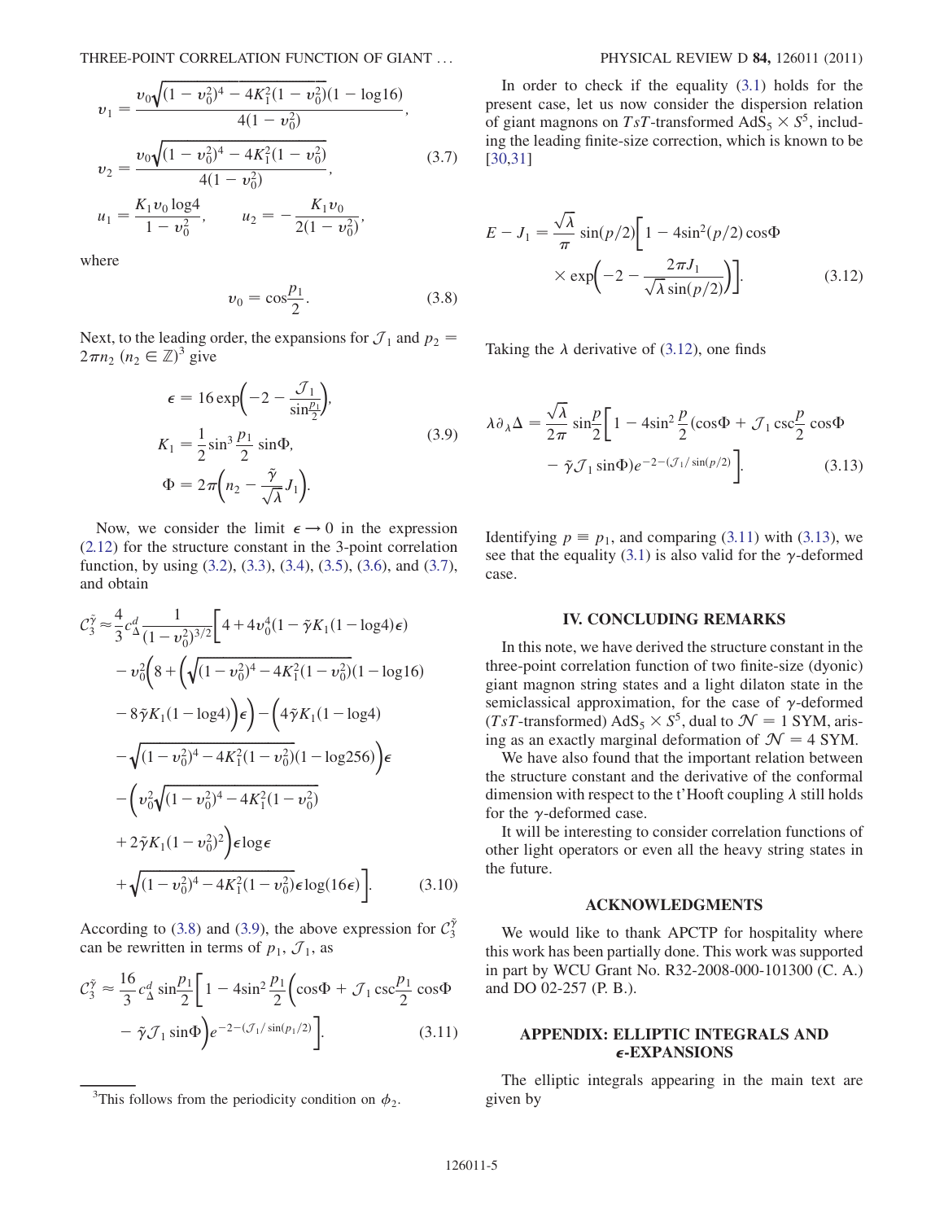$$
\begin{aligned}
v_1 &= \frac{v_0\sqrt{(1-v_0^2)^4 - 4K_1^2(1-v_0^2)}(1-\log 16)}{4(1-v_0^2)},\\
v_2 &= \frac{v_0\sqrt{(1-v_0^2)^4 - 4K_1^2(1-v_0^2)}}{4(1-v_0^2)},\\
u_1 &= \frac{K_1 v_0 \log 4}{1-v_0^2}, \qquad u_2 = -\frac{K_1 v_0}{2(1-v_0^2)},
\end{aligned}
\tag{3.7}
$$

where

$$
v_0 = \cos\frac{p_1}{2}. \tag{3.8}
$$

Next, to the leading order, the expansions for $\mathcal{J}_1$ and $p_2 = 2\pi n_2$ ($n_2 \in \mathbb{Z}$)[3] give

$$
\begin{aligned}
\epsilon &= 16\exp\left(-2 - \frac{\mathcal{J}_1}{\sin\frac{p_1}{2}}\right),\\
K_1 &= \frac{1}{2}\sin^3\frac{p_1}{2}\sin\Phi,\\
\Phi &= 2\pi\left(n_2 - \frac{\tilde{\gamma}}{\sqrt{\lambda}}J_1\right).
\end{aligned}
\tag{3.9}
$$

Now, we consider the limit $\epsilon \to 0$ in the expression (2.12) for the structure constant in the 3-point correlation function, by using (3.2), (3.3), (3.4), (3.5), (3.6), and (3.7), and obtain

$$
\begin{aligned}
\mathcal{C}_3^{\tilde{\gamma}} \approx \frac{4}{3}c_\Delta^d \frac{1}{(1-v_0^2)^{3/2}}\Bigg[&4 + 4v_0^4(1-\tilde{\gamma}K_1(1-\log 4)\epsilon)\\
&- v_0^2\Big(8 + \Big(\sqrt{(1-v_0^2)^4 - 4K_1^2(1-v_0^2)}(1-\log 16)\\
&- 8\tilde{\gamma}K_1(1-\log 4)\Big)\epsilon\Big) - \Big(4\tilde{\gamma}K_1(1-\log 4)\\
&- \sqrt{(1-v_0^2)^4 - 4K_1^2(1-v_0^2)}(1-\log 256)\Big)\epsilon\\
&- \Big(v_0^2\sqrt{(1-v_0^2)^4 - 4K_1^2(1-v_0^2)}\\
&+ 2\tilde{\gamma}K_1(1-v_0^2)^2\Big)\epsilon\log\epsilon\\
&+ \sqrt{(1-v_0^2)^4 - 4K_1^2(1-v_0^2)}\,\epsilon\log(16\epsilon)\Bigg].
\end{aligned}
\tag{3.10}
$$

According to (3.8) and (3.9), the above expression for $\mathcal{C}_3^{\tilde{\gamma}}$ can be rewritten in terms of $p_1$, $\mathcal{J}_1$, as

$$
\begin{aligned}
\mathcal{C}_3^{\tilde{\gamma}} \approx \frac{16}{3}c_\Delta^d \sin\frac{p_1}{2}\Bigg[1 - 4\sin^2\frac{p_1}{2}\Big(&\cos\Phi + \mathcal{J}_1\csc\frac{p_1}{2}\cos\Phi\\
&- \tilde{\gamma}\mathcal{J}_1\sin\Phi\Big)e^{-2-(\mathcal{J}_1/\sin(p_1/2))}\Bigg].
\end{aligned}
\tag{3.11}
$$

[3] This follows from the periodicity condition on $\phi_2$.

In order to check if the equality (3.1) holds for the present case, let us now consider the dispersion relation of giant magnons on $TsT$-transformed $AdS_5 \times S^5$, including the leading finite-size correction, which is known to be [30,31]

$$
E - J_1 = \frac{\sqrt{\lambda}}{\pi}\sin(p/2)\left[1 - 4\sin^2(p/2)\cos\Phi \times \exp\left(-2 - \frac{2\pi J_1}{\sqrt{\lambda}\sin(p/2)}\right)\right]. \tag{3.12}
$$

Taking the $\lambda$ derivative of (3.12), one finds

$$
\begin{aligned}
\lambda\partial_\lambda\Delta = \frac{\sqrt{\lambda}}{2\pi}\sin\frac{p}{2}\Bigg[1 - 4\sin^2\frac{p}{2}\Big(&\cos\Phi + \mathcal{J}_1\csc\frac{p}{2}\cos\Phi\\
&- \tilde{\gamma}\mathcal{J}_1\sin\Phi\Big)e^{-2-(\mathcal{J}_1/\sin(p/2))}\Bigg].
\end{aligned}
\tag{3.13}
$$

Identifying $p \equiv p_1$, and comparing (3.11) with (3.13), we see that the equality (3.1) is also valid for the $\gamma$-deformed case.

## IV. CONCLUDING REMARKS

In this note, we have derived the structure constant in the three-point correlation function of two finite-size (dyonic) giant magnon string states and a light dilaton state in the semiclassical approximation, for the case of $\gamma$-deformed ($TsT$-transformed) $AdS_5 \times S^5$, dual to $\mathcal{N} = 1$ SYM, arising as an exactly marginal deformation of $\mathcal{N} = 4$ SYM.

We have also found that the important relation between the structure constant and the derivative of the conformal dimension with respect to the t'Hooft coupling $\lambda$ still holds for the $\gamma$-deformed case.

It will be interesting to consider correlation functions of other light operators or even all the heavy string states in the future.

## ACKNOWLEDGMENTS

We would like to thank APCTP for hospitality where this work has been partially done. This work was supported in part by WCU Grant No. R32-2008-000-101300 (C. A.) and DO 02-257 (P. B.).

## APPENDIX: ELLIPTIC INTEGRALS AND $\epsilon$-EXPANSIONS

The elliptic integrals appearing in the main text are given by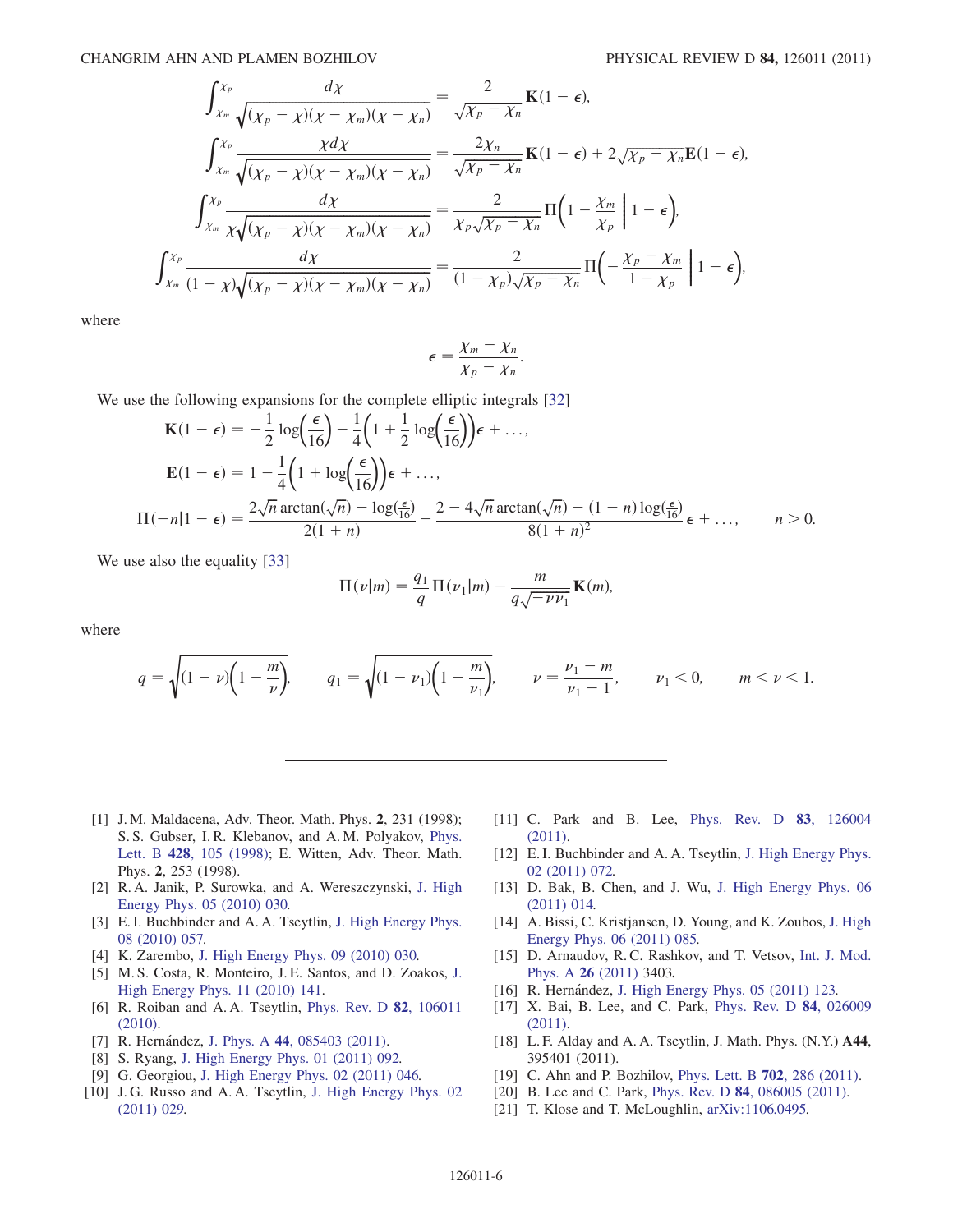$$\int_{\chi_m}^{\chi_p} \frac{d\chi}{\sqrt{(\chi_p - \chi)(\chi - \chi_m)(\chi - \chi_n)}} = \frac{2}{\sqrt{\chi_p - \chi_n}} \mathbf{K}(1 - \epsilon),$$

$$\int_{\chi_m}^{\chi_p} \frac{\chi d\chi}{\sqrt{(\chi_p - \chi)(\chi - \chi_m)(\chi - \chi_n)}} = \frac{2\chi_n}{\sqrt{\chi_p - \chi_n}} \mathbf{K}(1 - \epsilon) + 2\sqrt{\chi_p - \chi_n}\mathbf{E}(1 - \epsilon),$$

$$\int_{\chi_m}^{\chi_p} \frac{d\chi}{\chi\sqrt{(\chi_p - \chi)(\chi - \chi_m)(\chi - \chi_n)}} = \frac{2}{\chi_p\sqrt{\chi_p - \chi_n}} \Pi\left(1 - \frac{\chi_m}{\chi_p} \,\middle|\, 1 - \epsilon\right),$$

$$\int_{\chi_m}^{\chi_p} \frac{d\chi}{(1 - \chi)\sqrt{(\chi_p - \chi)(\chi - \chi_m)(\chi - \chi_n)}} = \frac{2}{(1 - \chi_p)\sqrt{\chi_p - \chi_n}} \Pi\left(-\frac{\chi_p - \chi_m}{1 - \chi_p} \,\middle|\, 1 - \epsilon\right),$$

where

$$\epsilon = \frac{\chi_m - \chi_n}{\chi_p - \chi_n}.$$

We use the following expansions for the complete elliptic integrals [32]

$$\mathbf{K}(1 - \epsilon) = -\frac{1}{2}\log\left(\frac{\epsilon}{16}\right) - \frac{1}{4}\left(1 + \frac{1}{2}\log\left(\frac{\epsilon}{16}\right)\right)\epsilon + \ldots,$$

$$\mathbf{E}(1 - \epsilon) = 1 - \frac{1}{4}\left(1 + \log\left(\frac{\epsilon}{16}\right)\right)\epsilon + \ldots,$$

$$\Pi(-n|1 - \epsilon) = \frac{2\sqrt{n}\arctan(\sqrt{n}) - \log(\frac{\epsilon}{16})}{2(1 + n)} - \frac{2 - 4\sqrt{n}\arctan(\sqrt{n}) + (1 - n)\log(\frac{\epsilon}{16})}{8(1 + n)^2}\epsilon + \ldots, \qquad n > 0.$$

We use also the equality [33]

$$\Pi(\nu|m) = \frac{q_1}{q}\Pi(\nu_1|m) - \frac{m}{q\sqrt{-\nu\nu_1}}\mathbf{K}(m),$$

where

$$q = \sqrt{(1 - \nu)\left(1 - \frac{m}{\nu}\right)}, \qquad q_1 = \sqrt{(1 - \nu_1)\left(1 - \frac{m}{\nu_1}\right)}, \qquad \nu = \frac{\nu_1 - m}{\nu_1 - 1}, \qquad \nu_1 < 0, \qquad m < \nu < 1.$$

---

[1] J. M. Maldacena, Adv. Theor. Math. Phys. **2**, 231 (1998); S. S. Gubser, I. R. Klebanov, and A. M. Polyakov, Phys. Lett. B **428**, 105 (1998); E. Witten, Adv. Theor. Math. Phys. **2**, 253 (1998).

[2] R. A. Janik, P. Surowka, and A. Wereszczynski, J. High Energy Phys. 05 (2010) 030.

[3] E. I. Buchbinder and A. A. Tseytlin, J. High Energy Phys. 08 (2010) 057.

[4] K. Zarembo, J. High Energy Phys. 09 (2010) 030.

[5] M. S. Costa, R. Monteiro, J. E. Santos, and D. Zoakos, J. High Energy Phys. 11 (2010) 141.

[6] R. Roiban and A. A. Tseytlin, Phys. Rev. D **82**, 106011 (2010).

[7] R. Hernández, J. Phys. A **44**, 085403 (2011).

[8] S. Ryang, J. High Energy Phys. 01 (2011) 092.

[9] G. Georgiou, J. High Energy Phys. 02 (2011) 046.

[10] J. G. Russo and A. A. Tseytlin, J. High Energy Phys. 02 (2011) 029.

[11] C. Park and B. Lee, Phys. Rev. D **83**, 126004 (2011).

[12] E. I. Buchbinder and A. A. Tseytlin, J. High Energy Phys. 02 (2011) 072.

[13] D. Bak, B. Chen, and J. Wu, J. High Energy Phys. 06 (2011) 014.

[14] A. Bissi, C. Kristjansen, D. Young, and K. Zoubos, J. High Energy Phys. 06 (2011) 085.

[15] D. Arnaudov, R. C. Rashkov, and T. Vetsov, Int. J. Mod. Phys. A **26** (2011) 3403.

[16] R. Hernández, J. High Energy Phys. 05 (2011) 123.

[17] X. Bai, B. Lee, and C. Park, Phys. Rev. D **84**, 026009 (2011).

[18] L. F. Alday and A. A. Tseytlin, J. Math. Phys. (N.Y.) **A44**, 395401 (2011).

[19] C. Ahn and P. Bozhilov, Phys. Lett. B **702**, 286 (2011).

[20] B. Lee and C. Park, Phys. Rev. D **84**, 086005 (2011).

[21] T. Klose and T. McLoughlin, arXiv:1106.0495.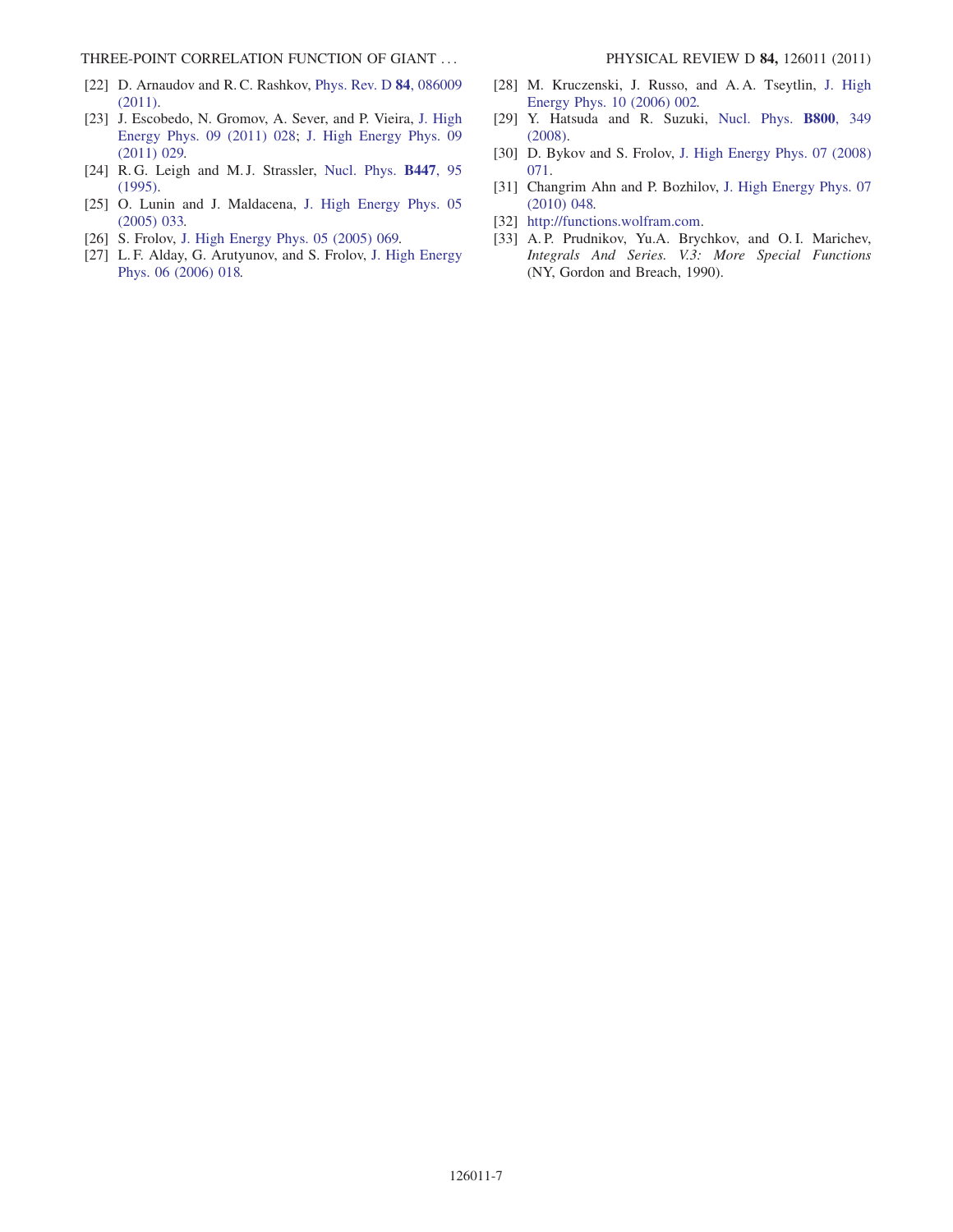[22] D. Arnaudov and R. C. Rashkov, Phys. Rev. D **84**, 086009 (2011).

[23] J. Escobedo, N. Gromov, A. Sever, and P. Vieira, J. High Energy Phys. 09 (2011) 028; J. High Energy Phys. 09 (2011) 029.

[24] R. G. Leigh and M. J. Strassler, Nucl. Phys. **B447**, 95 (1995).

[25] O. Lunin and J. Maldacena, J. High Energy Phys. 05 (2005) 033.

[26] S. Frolov, J. High Energy Phys. 05 (2005) 069.

[27] L. F. Alday, G. Arutyunov, and S. Frolov, J. High Energy Phys. 06 (2006) 018.

[28] M. Kruczenski, J. Russo, and A. A. Tseytlin, J. High Energy Phys. 10 (2006) 002.

[29] Y. Hatsuda and R. Suzuki, Nucl. Phys. **B800**, 349 (2008).

[30] D. Bykov and S. Frolov, J. High Energy Phys. 07 (2008) 071.

[31] Changrim Ahn and P. Bozhilov, J. High Energy Phys. 07 (2010) 048.

[32] http://functions.wolfram.com.

[33] A. P. Prudnikov, Yu.A. Brychkov, and O. I. Marichev, *Integrals And Series. V.3: More Special Functions* (NY, Gordon and Breach, 1990).